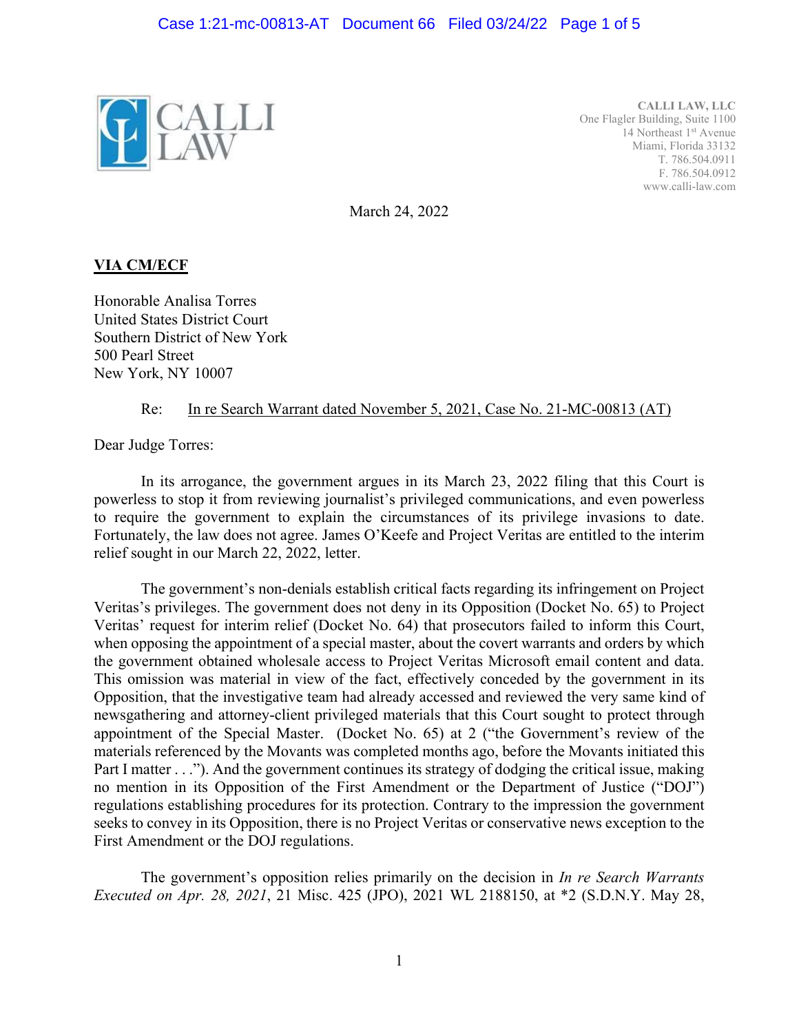**CALLI LAW, LLC**
One Flagler Building, Suite 1100
14 Northeast 1st Avenue
Miami, Florida 33132
T. 786.504.0911
F. 786.504.0912
www.calli-law.com

March 24, 2022

**VIA CM/ECF**

Honorable Analisa Torres
United States District Court
Southern District of New York
500 Pearl Street
New York, NY 10007

Re: In re Search Warrant dated November 5, 2021, Case No. 21-MC-00813 (AT)

Dear Judge Torres:

In its arrogance, the government argues in its March 23, 2022 filing that this Court is powerless to stop it from reviewing journalist's privileged communications, and even powerless to require the government to explain the circumstances of its privilege invasions to date. Fortunately, the law does not agree. James O'Keefe and Project Veritas are entitled to the interim relief sought in our March 22, 2022, letter.

The government's non-denials establish critical facts regarding its infringement on Project Veritas's privileges. The government does not deny in its Opposition (Docket No. 65) to Project Veritas' request for interim relief (Docket No. 64) that prosecutors failed to inform this Court, when opposing the appointment of a special master, about the covert warrants and orders by which the government obtained wholesale access to Project Veritas Microsoft email content and data. This omission was material in view of the fact, effectively conceded by the government in its Opposition, that the investigative team had already accessed and reviewed the very same kind of newsgathering and attorney-client privileged materials that this Court sought to protect through appointment of the Special Master. (Docket No. 65) at 2 ("the Government's review of the materials referenced by the Movants was completed months ago, before the Movants initiated this Part I matter . . ."). And the government continues its strategy of dodging the critical issue, making no mention in its Opposition of the First Amendment or the Department of Justice ("DOJ") regulations establishing procedures for its protection. Contrary to the impression the government seeks to convey in its Opposition, there is no Project Veritas or conservative news exception to the First Amendment or the DOJ regulations.

The government's opposition relies primarily on the decision in *In re Search Warrants Executed on Apr. 28, 2021*, 21 Misc. 425 (JPO), 2021 WL 2188150, at *2 (S.D.N.Y. May 28,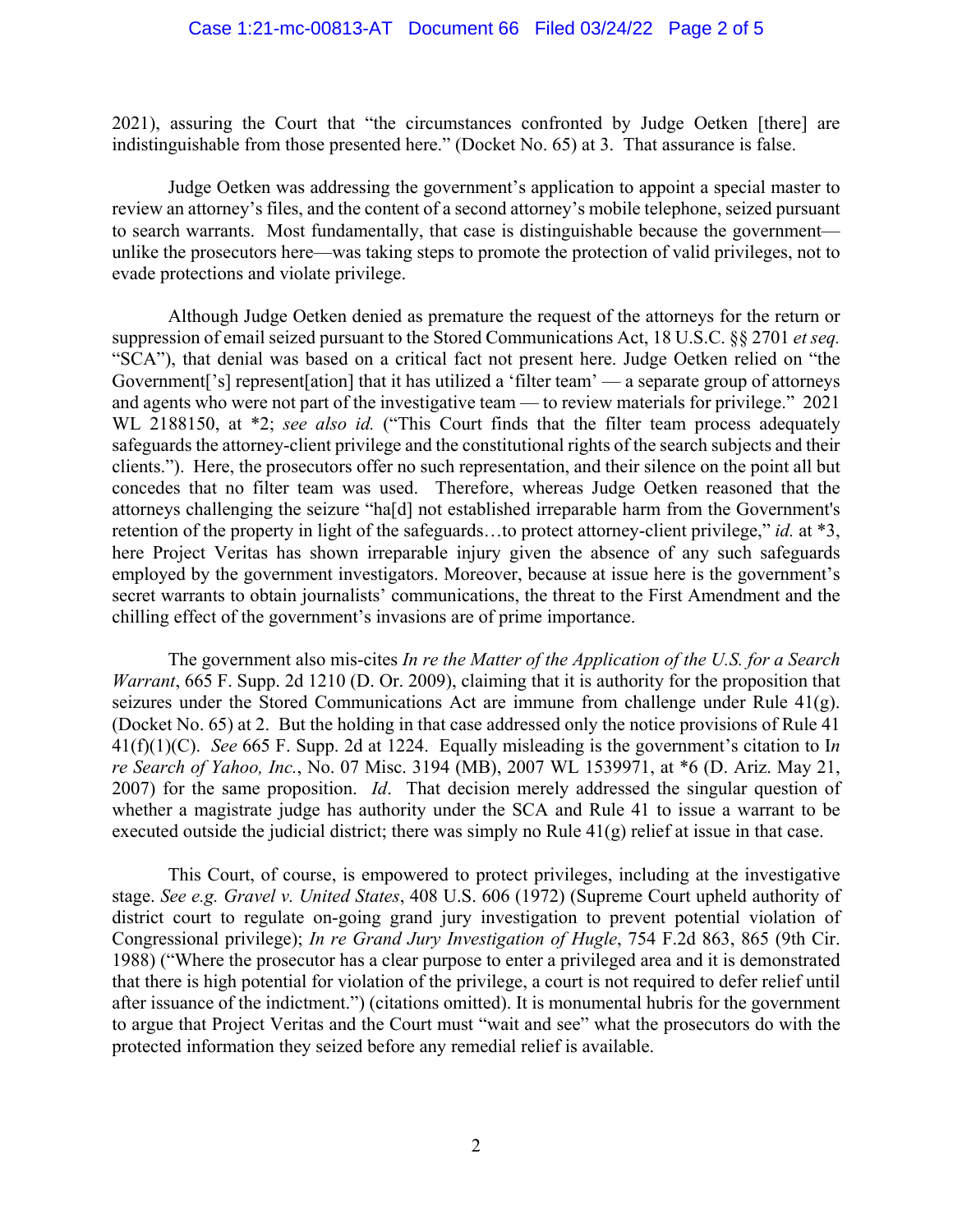2021), assuring the Court that "the circumstances confronted by Judge Oetken [there] are indistinguishable from those presented here." (Docket No. 65) at 3. That assurance is false.

Judge Oetken was addressing the government's application to appoint a special master to review an attorney's files, and the content of a second attorney's mobile telephone, seized pursuant to search warrants. Most fundamentally, that case is distinguishable because the government—unlike the prosecutors here—was taking steps to promote the protection of valid privileges, not to evade protections and violate privilege.

Although Judge Oetken denied as premature the request of the attorneys for the return or suppression of email seized pursuant to the Stored Communications Act, 18 U.S.C. §§ 2701 *et seq.* "SCA"), that denial was based on a critical fact not present here. Judge Oetken relied on "the Government['s] represent[ation] that it has utilized a 'filter team' — a separate group of attorneys and agents who were not part of the investigative team — to review materials for privilege." 2021 WL 2188150, at *2; *see also id.* ("This Court finds that the filter team process adequately safeguards the attorney-client privilege and the constitutional rights of the search subjects and their clients."). Here, the prosecutors offer no such representation, and their silence on the point all but concedes that no filter team was used. Therefore, whereas Judge Oetken reasoned that the attorneys challenging the seizure "ha[d] not established irreparable harm from the Government's retention of the property in light of the safeguards…to protect attorney-client privilege," *id.* at *3, here Project Veritas has shown irreparable injury given the absence of any such safeguards employed by the government investigators. Moreover, because at issue here is the government's secret warrants to obtain journalists' communications, the threat to the First Amendment and the chilling effect of the government's invasions are of prime importance.

The government also mis-cites *In re the Matter of the Application of the U.S. for a Search Warrant*, 665 F. Supp. 2d 1210 (D. Or. 2009), claiming that it is authority for the proposition that seizures under the Stored Communications Act are immune from challenge under Rule 41(g). (Docket No. 65) at 2. But the holding in that case addressed only the notice provisions of Rule 41 41(f)(1)(C). *See* 665 F. Supp. 2d at 1224. Equally misleading is the government's citation to I*n re Search of Yahoo, Inc.*, No. 07 Misc. 3194 (MB), 2007 WL 1539971, at *6 (D. Ariz. May 21, 2007) for the same proposition. *Id*. That decision merely addressed the singular question of whether a magistrate judge has authority under the SCA and Rule 41 to issue a warrant to be executed outside the judicial district; there was simply no Rule 41(g) relief at issue in that case.

This Court, of course, is empowered to protect privileges, including at the investigative stage. *See e.g. Gravel v. United States*, 408 U.S. 606 (1972) (Supreme Court upheld authority of district court to regulate on-going grand jury investigation to prevent potential violation of Congressional privilege); *In re Grand Jury Investigation of Hugle*, 754 F.2d 863, 865 (9th Cir. 1988) ("Where the prosecutor has a clear purpose to enter a privileged area and it is demonstrated that there is high potential for violation of the privilege, a court is not required to defer relief until after issuance of the indictment.") (citations omitted). It is monumental hubris for the government to argue that Project Veritas and the Court must "wait and see" what the prosecutors do with the protected information they seized before any remedial relief is available.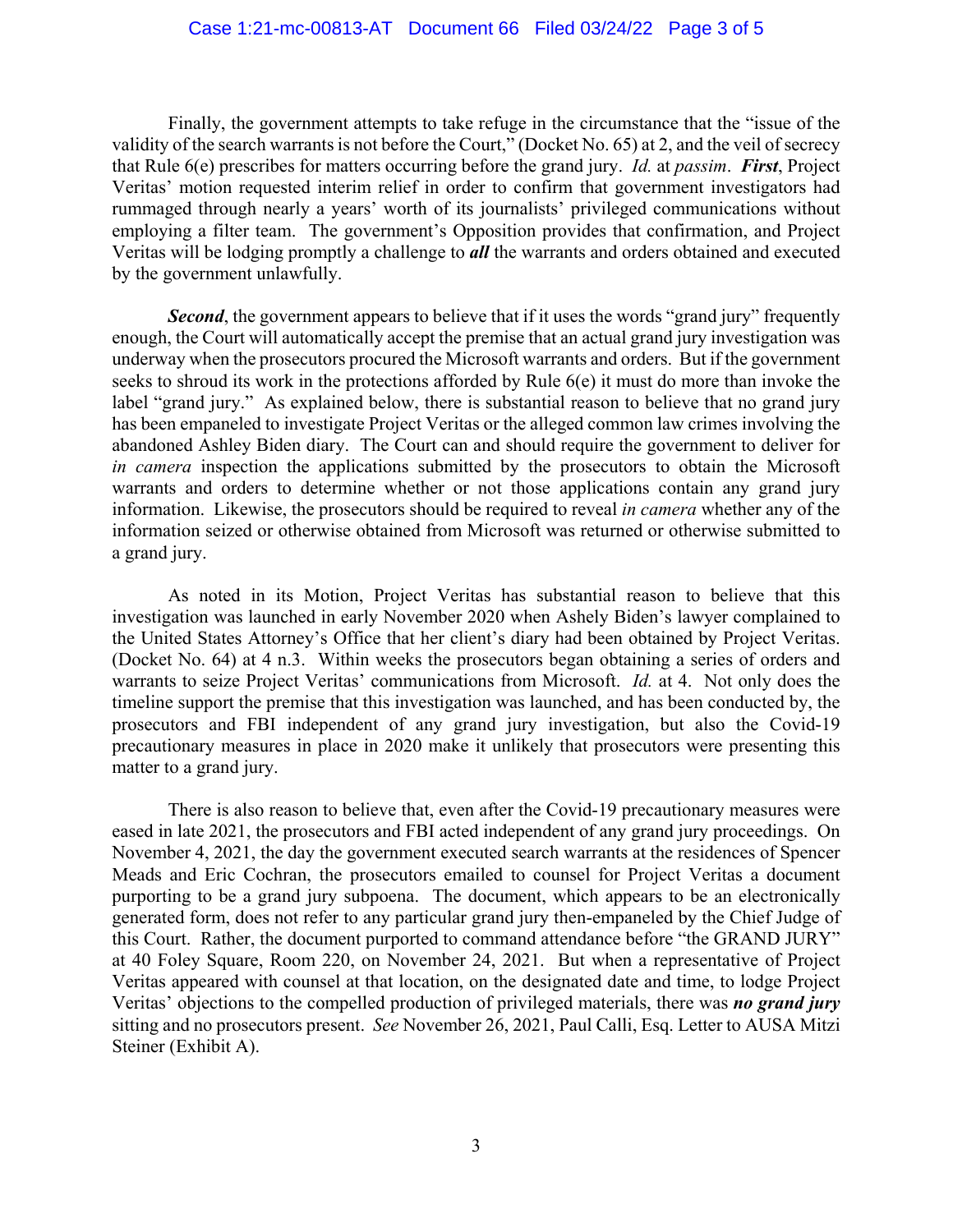Finally, the government attempts to take refuge in the circumstance that the "issue of the validity of the search warrants is not before the Court," (Docket No. 65) at 2, and the veil of secrecy that Rule 6(e) prescribes for matters occurring before the grand jury. *Id.* at *passim*. ***First***, Project Veritas' motion requested interim relief in order to confirm that government investigators had rummaged through nearly a years' worth of its journalists' privileged communications without employing a filter team. The government's Opposition provides that confirmation, and Project Veritas will be lodging promptly a challenge to ***all*** the warrants and orders obtained and executed by the government unlawfully.

***Second***, the government appears to believe that if it uses the words "grand jury" frequently enough, the Court will automatically accept the premise that an actual grand jury investigation was underway when the prosecutors procured the Microsoft warrants and orders. But if the government seeks to shroud its work in the protections afforded by Rule 6(e) it must do more than invoke the label "grand jury." As explained below, there is substantial reason to believe that no grand jury has been empaneled to investigate Project Veritas or the alleged common law crimes involving the abandoned Ashley Biden diary. The Court can and should require the government to deliver for *in camera* inspection the applications submitted by the prosecutors to obtain the Microsoft warrants and orders to determine whether or not those applications contain any grand jury information. Likewise, the prosecutors should be required to reveal *in camera* whether any of the information seized or otherwise obtained from Microsoft was returned or otherwise submitted to a grand jury.

As noted in its Motion, Project Veritas has substantial reason to believe that this investigation was launched in early November 2020 when Ashely Biden's lawyer complained to the United States Attorney's Office that her client's diary had been obtained by Project Veritas. (Docket No. 64) at 4 n.3. Within weeks the prosecutors began obtaining a series of orders and warrants to seize Project Veritas' communications from Microsoft. *Id.* at 4. Not only does the timeline support the premise that this investigation was launched, and has been conducted by, the prosecutors and FBI independent of any grand jury investigation, but also the Covid-19 precautionary measures in place in 2020 make it unlikely that prosecutors were presenting this matter to a grand jury.

There is also reason to believe that, even after the Covid-19 precautionary measures were eased in late 2021, the prosecutors and FBI acted independent of any grand jury proceedings. On November 4, 2021, the day the government executed search warrants at the residences of Spencer Meads and Eric Cochran, the prosecutors emailed to counsel for Project Veritas a document purporting to be a grand jury subpoena. The document, which appears to be an electronically generated form, does not refer to any particular grand jury then-empaneled by the Chief Judge of this Court. Rather, the document purported to command attendance before "the GRAND JURY" at 40 Foley Square, Room 220, on November 24, 2021. But when a representative of Project Veritas appeared with counsel at that location, on the designated date and time, to lodge Project Veritas' objections to the compelled production of privileged materials, there was ***no grand jury*** sitting and no prosecutors present. *See* November 26, 2021, Paul Calli, Esq. Letter to AUSA Mitzi Steiner (Exhibit A).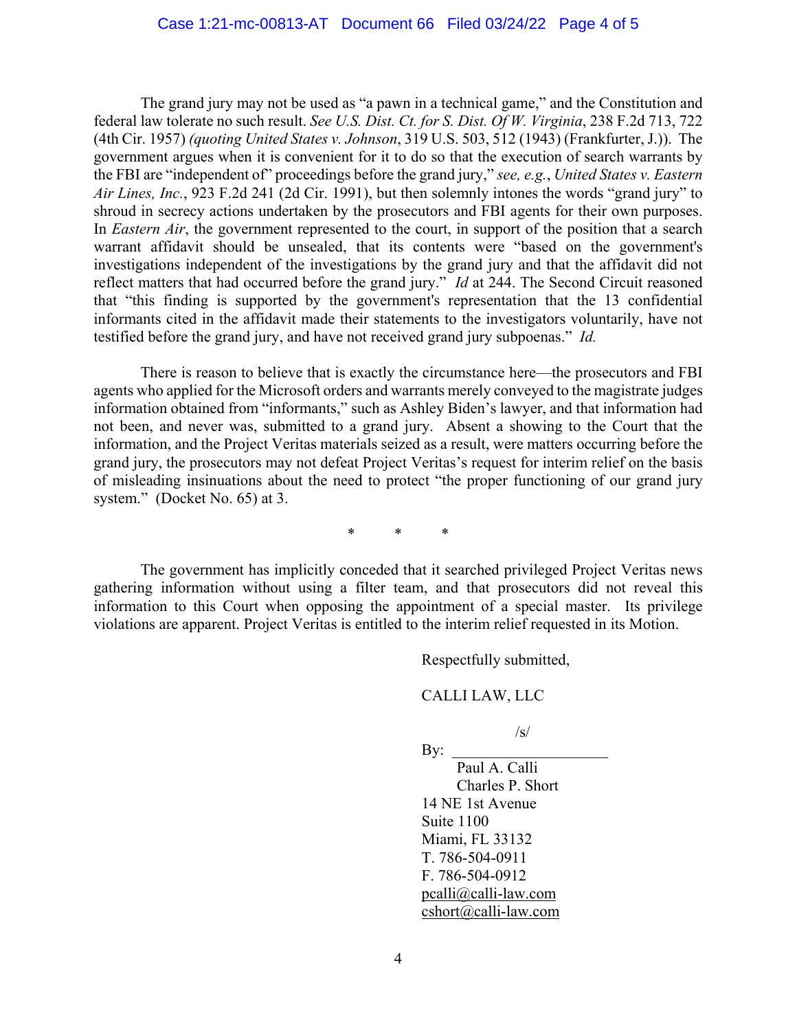The grand jury may not be used as "a pawn in a technical game," and the Constitution and federal law tolerate no such result. *See U.S. Dist. Ct. for S. Dist. Of W. Virginia*, 238 F.2d 713, 722 (4th Cir. 1957) *(quoting United States v. Johnson*, 319 U.S. 503, 512 (1943) (Frankfurter, J.)). The government argues when it is convenient for it to do so that the execution of search warrants by the FBI are "independent of" proceedings before the grand jury," *see, e.g.*, *United States v. Eastern Air Lines, Inc.*, 923 F.2d 241 (2d Cir. 1991), but then solemnly intones the words "grand jury" to shroud in secrecy actions undertaken by the prosecutors and FBI agents for their own purposes. In *Eastern Air*, the government represented to the court, in support of the position that a search warrant affidavit should be unsealed, that its contents were "based on the government's investigations independent of the investigations by the grand jury and that the affidavit did not reflect matters that had occurred before the grand jury." *Id* at 244. The Second Circuit reasoned that "this finding is supported by the government's representation that the 13 confidential informants cited in the affidavit made their statements to the investigators voluntarily, have not testified before the grand jury, and have not received grand jury subpoenas." *Id.*

There is reason to believe that is exactly the circumstance here—the prosecutors and FBI agents who applied for the Microsoft orders and warrants merely conveyed to the magistrate judges information obtained from "informants," such as Ashley Biden's lawyer, and that information had not been, and never was, submitted to a grand jury. Absent a showing to the Court that the information, and the Project Veritas materials seized as a result, were matters occurring before the grand jury, the prosecutors may not defeat Project Veritas's request for interim relief on the basis of misleading insinuations about the need to protect "the proper functioning of our grand jury system." (Docket No. 65) at 3.

\* \* \*

The government has implicitly conceded that it searched privileged Project Veritas news gathering information without using a filter team, and that prosecutors did not reveal this information to this Court when opposing the appointment of a special master. Its privilege violations are apparent. Project Veritas is entitled to the interim relief requested in its Motion.

Respectfully submitted,

CALLI LAW, LLC

By: /s/
Paul A. Calli
Charles P. Short
14 NE 1st Avenue
Suite 1100
Miami, FL 33132
T. 786-504-0911
F. 786-504-0912
pcalli@calli-law.com
cshort@calli-law.com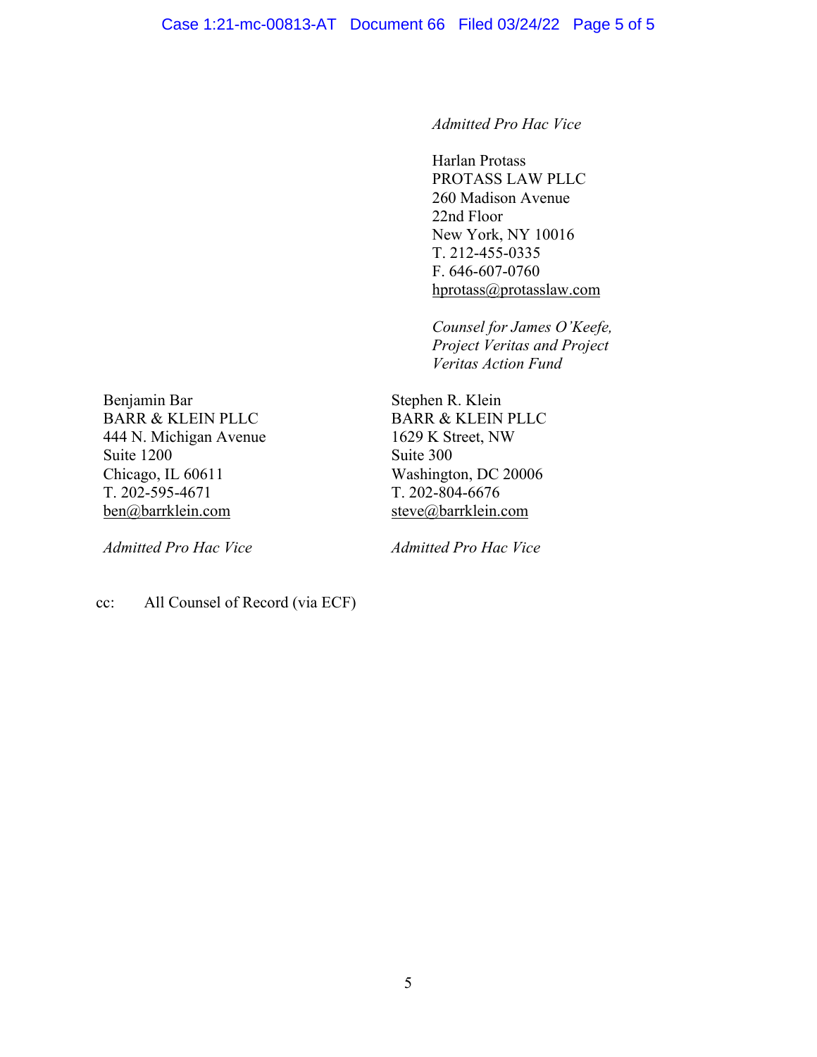*Admitted Pro Hac Vice*

Harlan Protass
PROTASS LAW PLLC
260 Madison Avenue
22nd Floor
New York, NY 10016
T. 212-455-0335
F. 646-607-0760
hprotass@protasslaw.com

*Counsel for James O'Keefe, Project Veritas and Project Veritas Action Fund*

Benjamin Bar
BARR & KLEIN PLLC
444 N. Michigan Avenue
Suite 1200
Chicago, IL 60611
T. 202-595-4671
ben@barrklein.com

*Admitted Pro Hac Vice*

Stephen R. Klein
BARR & KLEIN PLLC
1629 K Street, NW
Suite 300
Washington, DC 20006
T. 202-804-6676
steve@barrklein.com

*Admitted Pro Hac Vice*

cc: All Counsel of Record (via ECF)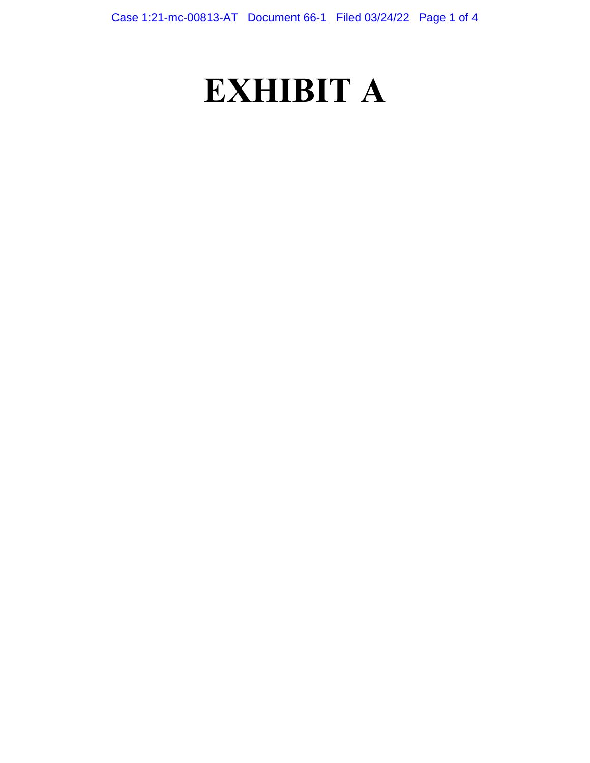# EXHIBIT A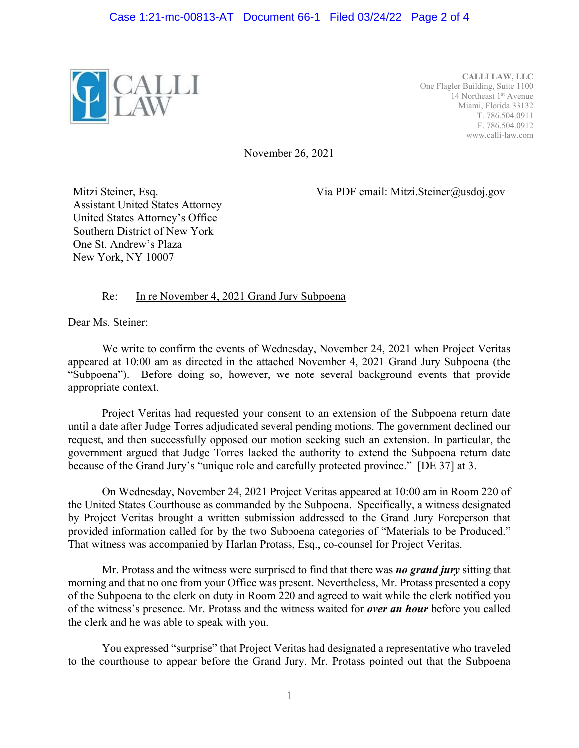CALLI LAW, LLC
One Flagler Building, Suite 1100
14 Northeast 1st Avenue
Miami, Florida 33132
T. 786.504.0911
F. 786.504.0912
www.calli-law.com

November 26, 2021

Mitzi Steiner, Esq.
Assistant United States Attorney
United States Attorney's Office
Southern District of New York
One St. Andrew's Plaza
New York, NY 10007

Via PDF email: Mitzi.Steiner@usdoj.gov

Re: In re November 4, 2021 Grand Jury Subpoena

Dear Ms. Steiner:

We write to confirm the events of Wednesday, November 24, 2021 when Project Veritas appeared at 10:00 am as directed in the attached November 4, 2021 Grand Jury Subpoena (the "Subpoena"). Before doing so, however, we note several background events that provide appropriate context.

Project Veritas had requested your consent to an extension of the Subpoena return date until a date after Judge Torres adjudicated several pending motions. The government declined our request, and then successfully opposed our motion seeking such an extension. In particular, the government argued that Judge Torres lacked the authority to extend the Subpoena return date because of the Grand Jury's "unique role and carefully protected province." [DE 37] at 3.

On Wednesday, November 24, 2021 Project Veritas appeared at 10:00 am in Room 220 of the United States Courthouse as commanded by the Subpoena. Specifically, a witness designated by Project Veritas brought a written submission addressed to the Grand Jury Foreperson that provided information called for by the two Subpoena categories of "Materials to be Produced." That witness was accompanied by Harlan Protass, Esq., co-counsel for Project Veritas.

Mr. Protass and the witness were surprised to find that there was ***no grand jury*** sitting that morning and that no one from your Office was present. Nevertheless, Mr. Protass presented a copy of the Subpoena to the clerk on duty in Room 220 and agreed to wait while the clerk notified you of the witness's presence. Mr. Protass and the witness waited for ***over an hour*** before you called the clerk and he was able to speak with you.

You expressed "surprise" that Project Veritas had designated a representative who traveled to the courthouse to appear before the Grand Jury. Mr. Protass pointed out that the Subpoena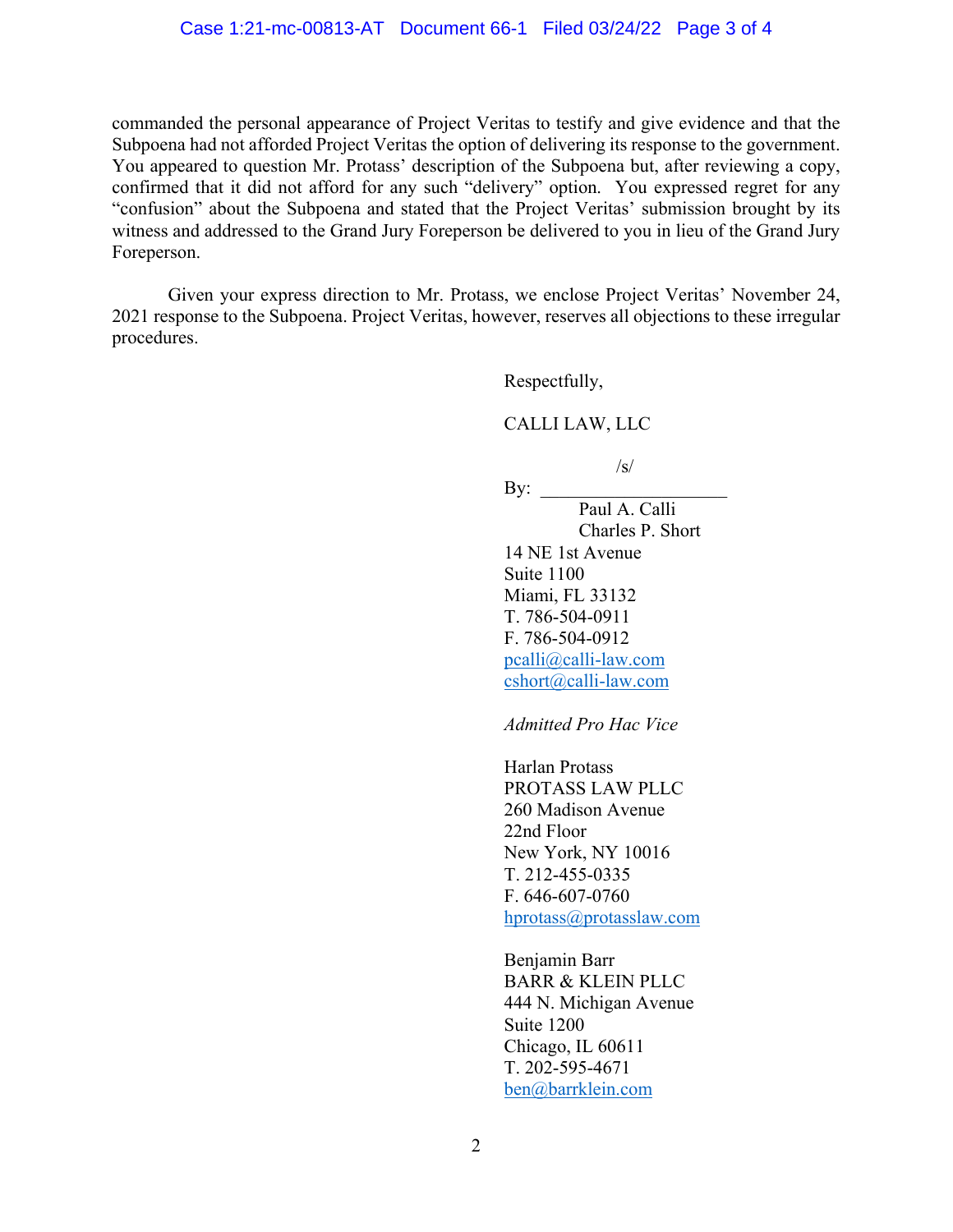commanded the personal appearance of Project Veritas to testify and give evidence and that the Subpoena had not afforded Project Veritas the option of delivering its response to the government. You appeared to question Mr. Protass' description of the Subpoena but, after reviewing a copy, confirmed that it did not afford for any such "delivery" option. You expressed regret for any "confusion" about the Subpoena and stated that the Project Veritas' submission brought by its witness and addressed to the Grand Jury Foreperson be delivered to you in lieu of the Grand Jury Foreperson.

Given your express direction to Mr. Protass, we enclose Project Veritas' November 24, 2021 response to the Subpoena. Project Veritas, however, reserves all objections to these irregular procedures.

Respectfully,

CALLI LAW, LLC

/s/
By: ____________________
Paul A. Calli
Charles P. Short
14 NE 1st Avenue
Suite 1100
Miami, FL 33132
T. 786-504-0911
F. 786-504-0912
pcalli@calli-law.com
cshort@calli-law.com

*Admitted Pro Hac Vice*

Harlan Protass
PROTASS LAW PLLC
260 Madison Avenue
22nd Floor
New York, NY 10016
T. 212-455-0335
F. 646-607-0760
hprotass@protasslaw.com

Benjamin Barr
BARR & KLEIN PLLC
444 N. Michigan Avenue
Suite 1200
Chicago, IL 60611
T. 202-595-4671
ben@barrklein.com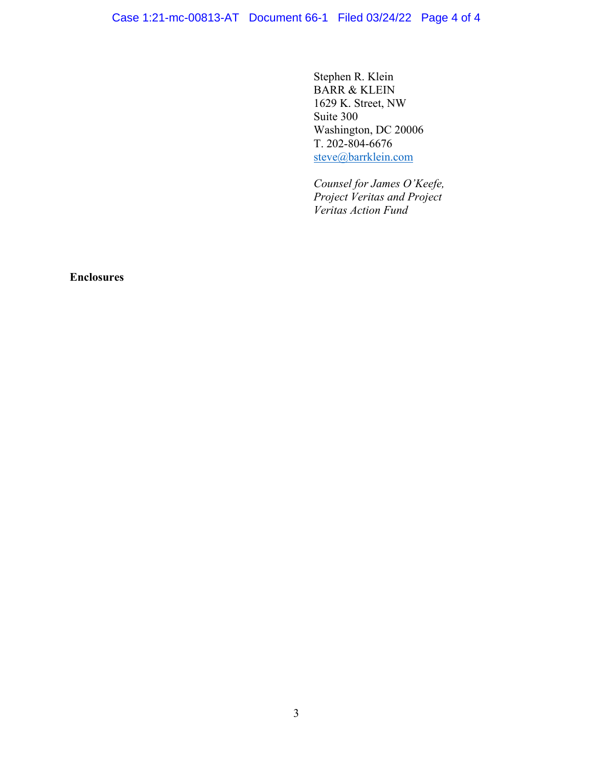Stephen R. Klein
BARR & KLEIN
1629 K. Street, NW
Suite 300
Washington, DC 20006
T. 202-804-6676
steve@barrklein.com

*Counsel for James O'Keefe, Project Veritas and Project Veritas Action Fund*

**Enclosures**